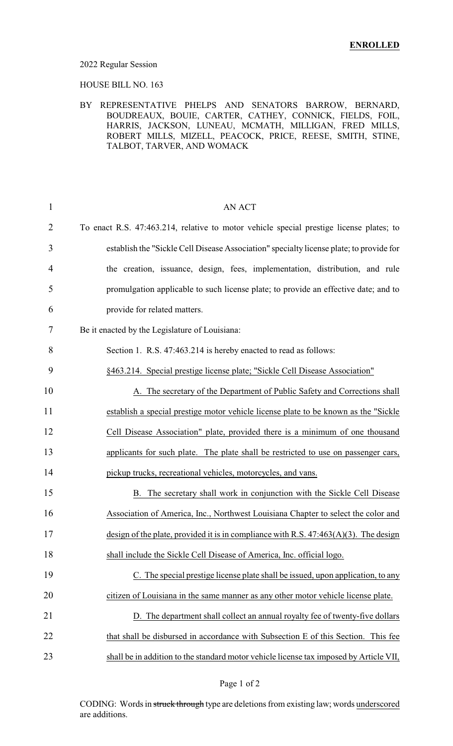**ENROLLED**

2022 Regular Session

HOUSE BILL NO. 163

BY REPRESENTATIVE PHELPS AND SENATORS BARROW, BERNARD, BOUDREAUX, BOUIE, CARTER, CATHEY, CONNICK, FIELDS, FOIL, HARRIS, JACKSON, LUNEAU, MCMATH, MILLIGAN, FRED MILLS, ROBERT MILLS, MIZELL, PEACOCK, PRICE, REESE, SMITH, STINE, TALBOT, TARVER, AND WOMACK

AN ACT

To enact R.S. 47:463.214, relative to motor vehicle special prestige license plates; to establish the "Sickle Cell Disease Association" specialty license plate; to provide for the creation, issuance, design, fees, implementation, distribution, and rule promulgation applicable to such license plate; to provide an effective date; and to provide for related matters.

Be it enacted by the Legislature of Louisiana:

Section 1. R.S. 47:463.214 is hereby enacted to read as follows:

§463.214. Special prestige license plate; "Sickle Cell Disease Association"

A. The secretary of the Department of Public Safety and Corrections shall establish a special prestige motor vehicle license plate to be known as the "Sickle Cell Disease Association" plate, provided there is a minimum of one thousand applicants for such plate. The plate shall be restricted to use on passenger cars, pickup trucks, recreational vehicles, motorcycles, and vans.

B. The secretary shall work in conjunction with the Sickle Cell Disease Association of America, Inc., Northwest Louisiana Chapter to select the color and design of the plate, provided it is in compliance with R.S. 47:463(A)(3). The design shall include the Sickle Cell Disease of America, Inc. official logo.

C. The special prestige license plate shall be issued, upon application, to any citizen of Louisiana in the same manner as any other motor vehicle license plate.

D. The department shall collect an annual royalty fee of twenty-five dollars that shall be disbursed in accordance with Subsection E of this Section. This fee shall be in addition to the standard motor vehicle license tax imposed by Article VII,

CODING: Words in ~~struck through~~ type are deletions from existing law; words underscored are additions.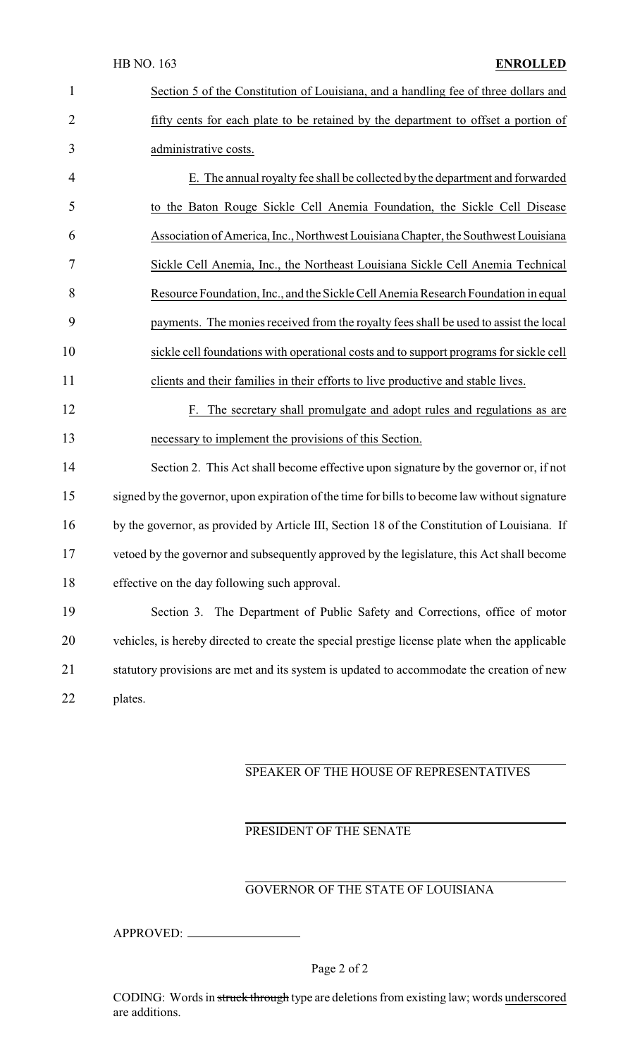Section 5 of the Constitution of Louisiana, and a handling fee of three dollars and fifty cents for each plate to be retained by the department to offset a portion of administrative costs.

E. The annual royalty fee shall be collected by the department and forwarded to the Baton Rouge Sickle Cell Anemia Foundation, the Sickle Cell Disease Association of America, Inc., Northwest Louisiana Chapter, the Southwest Louisiana Sickle Cell Anemia, Inc., the Northeast Louisiana Sickle Cell Anemia Technical Resource Foundation, Inc., and the Sickle Cell Anemia Research Foundation in equal payments. The monies received from the royalty fees shall be used to assist the local sickle cell foundations with operational costs and to support programs for sickle cell clients and their families in their efforts to live productive and stable lives.

F. The secretary shall promulgate and adopt rules and regulations as are necessary to implement the provisions of this Section.

Section 2. This Act shall become effective upon signature by the governor or, if not signed by the governor, upon expiration of the time for bills to become law without signature by the governor, as provided by Article III, Section 18 of the Constitution of Louisiana. If vetoed by the governor and subsequently approved by the legislature, this Act shall become effective on the day following such approval.

Section 3. The Department of Public Safety and Corrections, office of motor vehicles, is hereby directed to create the special prestige license plate when the applicable statutory provisions are met and its system is updated to accommodate the creation of new plates.

SPEAKER OF THE HOUSE OF REPRESENTATIVES

PRESIDENT OF THE SENATE

GOVERNOR OF THE STATE OF LOUISIANA

APPROVED: \_\_\_\_\_\_\_\_\_\_\_\_\_\_\_\_\_\_

CODING: Words in struck through type are deletions from existing law; words underscored are additions.